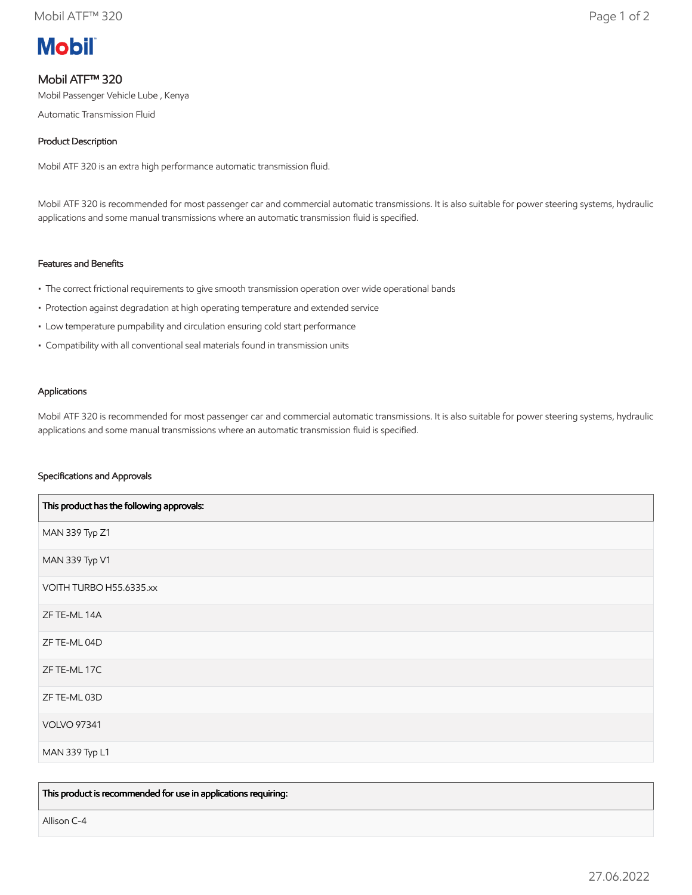# Mobil ATF™ 320

Mobil Passenger Vehicle Lube , Kenya

Automatic Transmission Fluid

## Product Description

Mobil ATF 320 is an extra high performance automatic transmission fluid.

Mobil ATF 320 is recommended for most passenger car and commercial automatic transmissions. It is also suitable for power steering systems, hydraulic applications and some manual transmissions where an automatic transmission fluid is specified.

## Features and Benefits

- The correct frictional requirements to give smooth transmission operation over wide operational bands
- Protection against degradation at high operating temperature and extended service
- Low temperature pumpability and circulation ensuring cold start performance
- Compatibility with all conventional seal materials found in transmission units

## Applications

Mobil ATF 320 is recommended for most passenger car and commercial automatic transmissions. It is also suitable for power steering systems, hydraulic applications and some manual transmissions where an automatic transmission fluid is specified.

## Specifications and Approvals

| This product has the following approvals: |
| --- |
| MAN 339 Typ Z1 |
| MAN 339 Typ V1 |
| VOITH TURBO H55.6335.xx |
| ZF TE-ML 14A |
| ZF TE-ML 04D |
| ZF TE-ML 17C |
| ZF TE-ML 03D |
| VOLVO 97341 |
| MAN 339 Typ L1 |

| This product is recommended for use in applications requiring: |
| --- |
| Allison C-4 |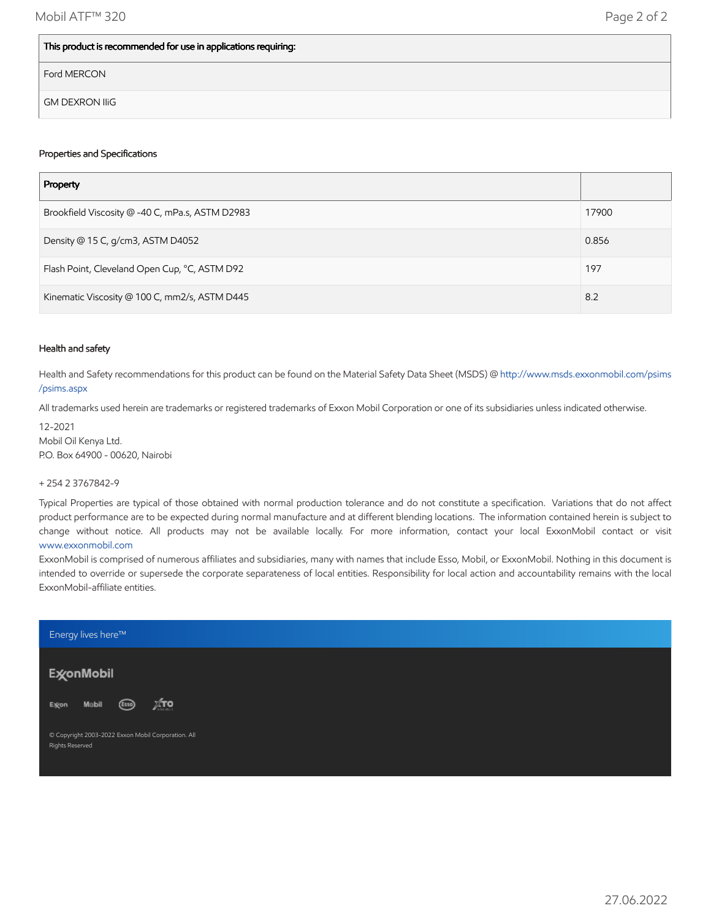| This product is recommended for use in applications requiring: |
|---|
| Ford MERCON |
| GM DEXRON IIiG |

### Properties and Specifications

| Property | |
|---|---|
| Brookfield Viscosity @ -40 C, mPa.s, ASTM D2983 | 17900 |
| Density @ 15 C, g/cm3, ASTM D4052 | 0.856 |
| Flash Point, Cleveland Open Cup, °C, ASTM D92 | 197 |
| Kinematic Viscosity @ 100 C, mm2/s, ASTM D445 | 8.2 |

### Health and safety

Health and Safety recommendations for this product can be found on the Material Safety Data Sheet (MSDS) @ http://www.msds.exxonmobil.com/psims/psims.aspx

All trademarks used herein are trademarks or registered trademarks of Exxon Mobil Corporation or one of its subsidiaries unless indicated otherwise.

12-2021
Mobil Oil Kenya Ltd.
P.O. Box 64900 - 00620, Nairobi

+ 254 2 3767842-9

Typical Properties are typical of those obtained with normal production tolerance and do not constitute a specification. Variations that do not affect product performance are to be expected during normal manufacture and at different blending locations. The information contained herein is subject to change without notice. All products may not be available locally. For more information, contact your local ExxonMobil contact or visit www.exxonmobil.com
ExxonMobil is comprised of numerous affiliates and subsidiaries, many with names that include Esso, Mobil, or ExxonMobil. Nothing in this document is intended to override or supersede the corporate separateness of local entities. Responsibility for local action and accountability remains with the local ExxonMobil-affiliate entities.

Energy lives here™

ExxonMobil

Exxon Mobil Esso XTO

© Copyright 2003-2022 Exxon Mobil Corporation. All Rights Reserved